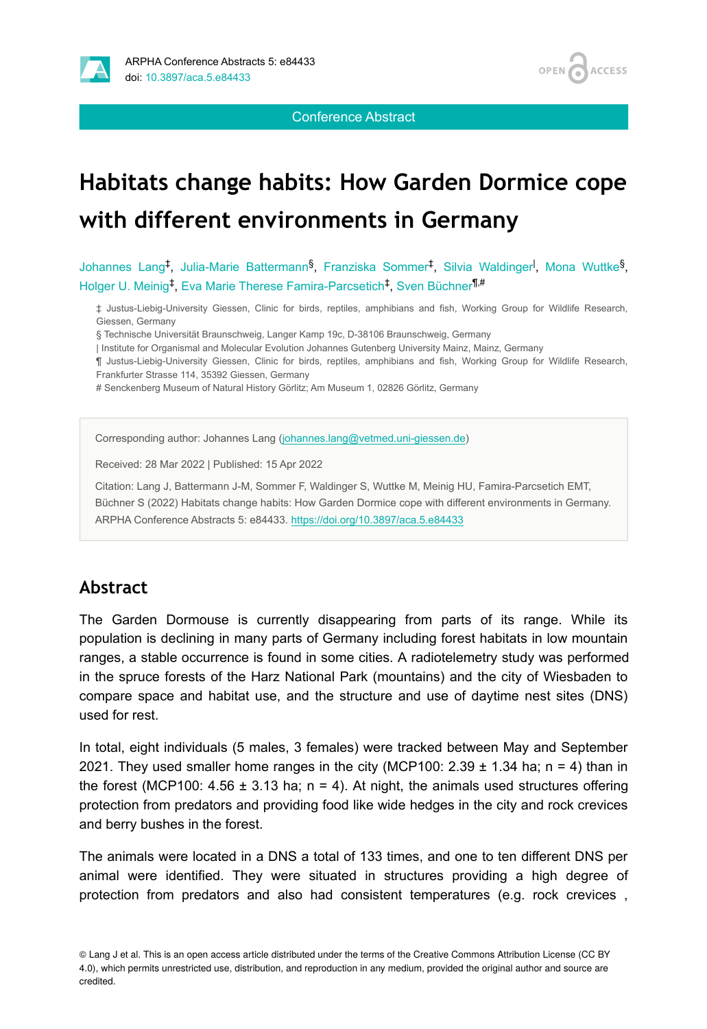Conference Abstract

# Habitats change habits: How Garden Dormice cope with different environments in Germany

Johannes Lang[‡], Julia-Marie Battermann[§], Franziska Sommer[‡], Silvia Waldinger[|], Mona Wuttke[§], Holger U. Meinig[‡], Eva Marie Therese Famira-Parcsetich[‡], Sven Büchner[¶,#]

‡ Justus-Liebig-University Giessen, Clinic for birds, reptiles, amphibians and fish, Working Group for Wildlife Research, Giessen, Germany
§ Technische Universität Braunschweig, Langer Kamp 19c, D-38106 Braunschweig, Germany
| Institute for Organismal and Molecular Evolution Johannes Gutenberg University Mainz, Mainz, Germany
¶ Justus-Liebig-University Giessen, Clinic for birds, reptiles, amphibians and fish, Working Group for Wildlife Research, Frankfurter Strasse 114, 35392 Giessen, Germany
# Senckenberg Museum of Natural History Görlitz; Am Museum 1, 02826 Görlitz, Germany

Corresponding author: Johannes Lang (johannes.lang@vetmed.uni-giessen.de)

Received: 28 Mar 2022 | Published: 15 Apr 2022

Citation: Lang J, Battermann J-M, Sommer F, Waldinger S, Wuttke M, Meinig HU, Famira-Parcsetich EMT, Büchner S (2022) Habitats change habits: How Garden Dormice cope with different environments in Germany. ARPHA Conference Abstracts 5: e84433. https://doi.org/10.3897/aca.5.e84433

## Abstract

The Garden Dormouse is currently disappearing from parts of its range. While its population is declining in many parts of Germany including forest habitats in low mountain ranges, a stable occurrence is found in some cities. A radiotelemetry study was performed in the spruce forests of the Harz National Park (mountains) and the city of Wiesbaden to compare space and habitat use, and the structure and use of daytime nest sites (DNS) used for rest.

In total, eight individuals (5 males, 3 females) were tracked between May and September 2021. They used smaller home ranges in the city (MCP100: 2.39 ± 1.34 ha; n = 4) than in the forest (MCP100: 4.56 ± 3.13 ha; n = 4). At night, the animals used structures offering protection from predators and providing food like wide hedges in the city and rock crevices and berry bushes in the forest.

The animals were located in a DNS a total of 133 times, and one to ten different DNS per animal were identified. They were situated in structures providing a high degree of protection from predators and also had consistent temperatures (e.g. rock crevices ,

© Lang J et al. This is an open access article distributed under the terms of the Creative Commons Attribution License (CC BY 4.0), which permits unrestricted use, distribution, and reproduction in any medium, provided the original author and source are credited.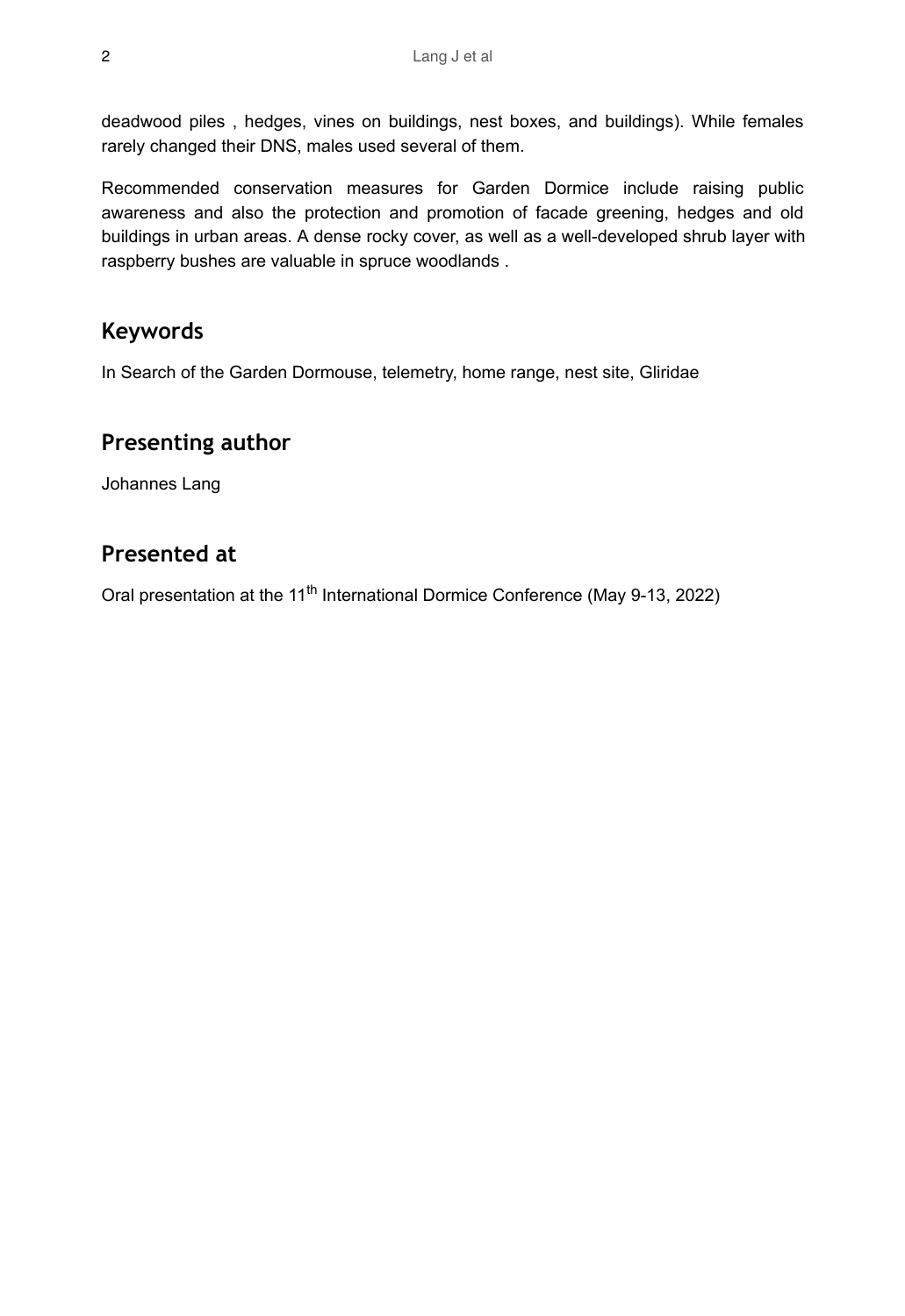deadwood piles , hedges, vines on buildings, nest boxes, and buildings). While females rarely changed their DNS, males used several of them.

Recommended conservation measures for Garden Dormice include raising public awareness and also the protection and promotion of facade greening, hedges and old buildings in urban areas. A dense rocky cover, as well as a well-developed shrub layer with raspberry bushes are valuable in spruce woodlands .

## Keywords

In Search of the Garden Dormouse, telemetry, home range, nest site, Gliridae

## Presenting author

Johannes Lang

## Presented at

Oral presentation at the 11th International Dormice Conference (May 9-13, 2022)